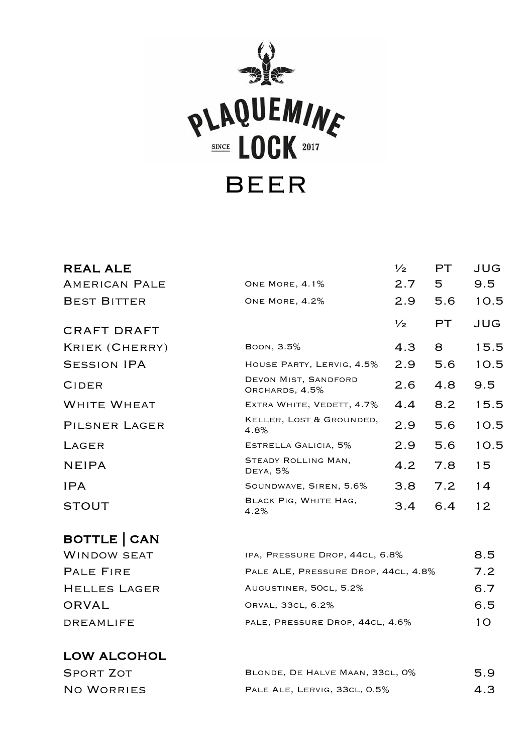# PLAQUEMINE LOCK

SINCE 2017

# BEER

## REAL ALE

| | | ½ | PT | JUG |
|---|---|---|---|---|
| American Pale | One More, 4.1% | 2.7 | 5 | 9.5 |
| Best Bitter | One More, 4.2% | 2.9 | 5.6 | 10.5 |

## CRAFT DRAFT

| | | ½ | PT | JUG |
|---|---|---|---|---|
| Kriek (Cherry) | Boon, 3.5% | 4.3 | 8 | 15.5 |
| Session IPA | House Party, Lervig, 4.5% | 2.9 | 5.6 | 10.5 |
| Cider | Devon Mist, Sandford Orchards, 4.5% | 2.6 | 4.8 | 9.5 |
| White Wheat | Extra White, Vedett, 4.7% | 4.4 | 8.2 | 15.5 |
| Pilsner Lager | Keller, Lost & Grounded, 4.8% | 2.9 | 5.6 | 10.5 |
| Lager | Estrella Galicia, 5% | 2.9 | 5.6 | 10.5 |
| NEIPA | Steady Rolling Man, Deya, 5% | 4.2 | 7.8 | 15 |
| IPA | Soundwave, Siren, 5.6% | 3.8 | 7.2 | 14 |
| STOUT | Black Pig, White Hag, 4.2% | 3.4 | 6.4 | 12 |

## BOTTLE | CAN

| | | |
|---|---|---|
| Window seat | ipa, Pressure Drop, 44cl, 6.8% | 8.5 |
| Pale Fire | Pale ALE, Pressure Drop, 44cl, 4.8% | 7.2 |
| Helles Lager | Augustiner, 50cl, 5.2% | 6.7 |
| ORVAL | Orval, 33cl, 6.2% | 6.5 |
| dreamlife | pale, Pressure Drop, 44cl, 4.6% | 10 |

## LOW ALCOHOL

| | | |
|---|---|---|
| Sport Zot | Blonde, De Halve Maan, 33cl, 0% | 5.9 |
| No Worries | Pale Ale, Lervig, 33cl, 0.5% | 4.3 |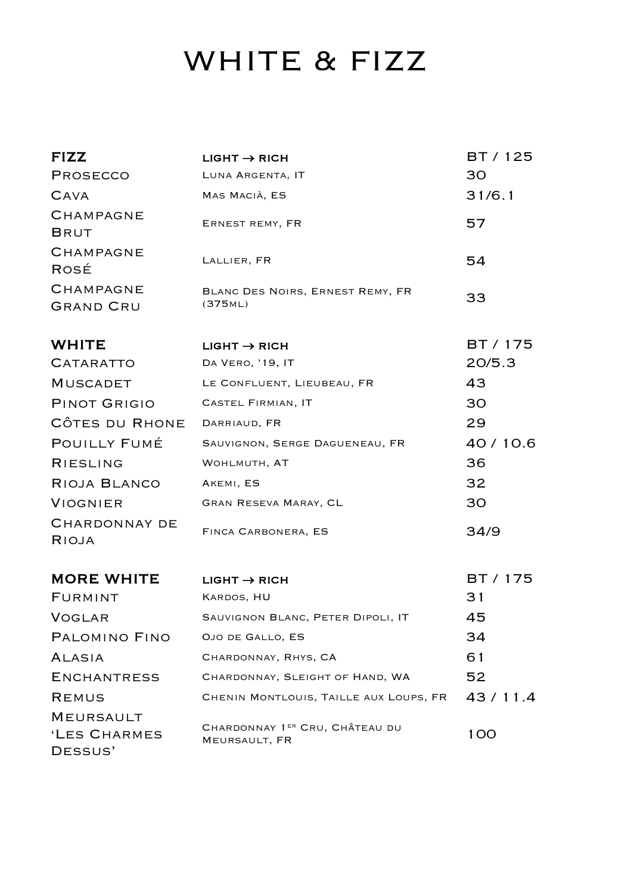# WHITE & FIZZ

| FIZZ | LIGHT → RICH | BT / 125 |
|---|---|---|
| Prosecco | Luna Argenta, IT | 30 |
| Cava | Mas Macià, ES | 31/6.1 |
| Champagne Brut | Ernest remy, FR | 57 |
| Champagne Rosé | Lallier, FR | 54 |
| Champagne Grand Cru | Blanc Des Noirs, Ernest Remy, FR (375ml) | 33 |

| WHITE | LIGHT → RICH | BT / 175 |
|---|---|---|
| Cataratto | Da Vero, '19, IT | 20/5.3 |
| Muscadet | Le Confluent, Lieubeau, FR | 43 |
| Pinot Grigio | Castel Firmian, IT | 30 |
| Côtes du Rhone | Darriaud, FR | 29 |
| Pouilly Fumé | Sauvignon, Serge Dagueneau, FR | 40 / 10.6 |
| Riesling | Wohlmuth, AT | 36 |
| Rioja Blanco | Akemi, ES | 32 |
| Viognier | Gran Reseva Maray, CL | 30 |
| Chardonnay de Rioja | Finca Carbonera, ES | 34/9 |

| MORE WHITE | LIGHT → RICH | BT / 175 |
|---|---|---|
| Furmint | Kardos, HU | 31 |
| Voglar | Sauvignon Blanc, Peter Dipoli, IT | 45 |
| Palomino Fino | Ojo de Gallo, ES | 34 |
| Alasia | Chardonnay, Rhys, CA | 61 |
| Enchantress | Chardonnay, Sleight of Hand, WA | 52 |
| Remus | Chenin Montlouis, Taille aux Loups, FR | 43 / 11.4 |
| Meursault 'Les Charmes Dessus' | Chardonnay 1er Cru, Château du Meursault, FR | 100 |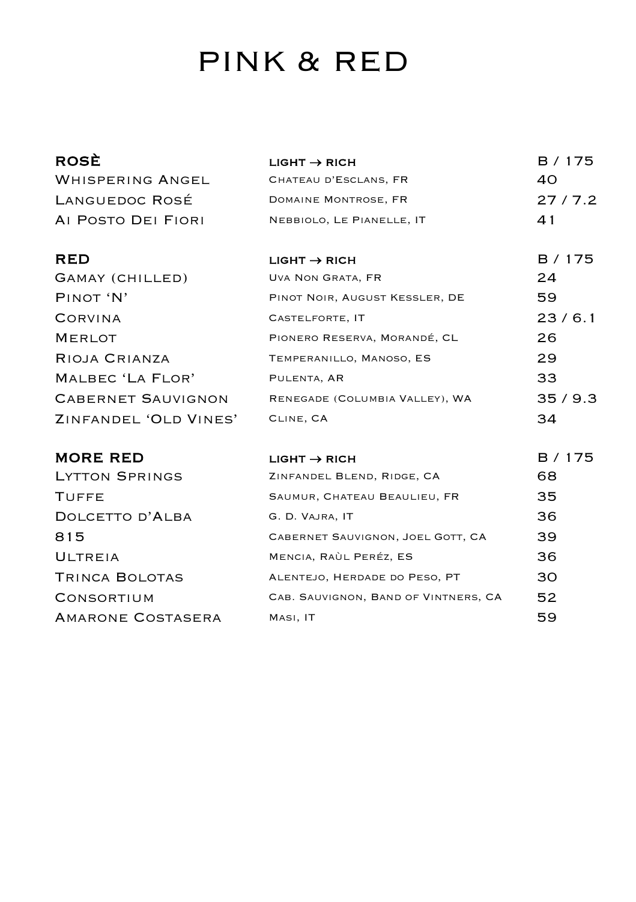# PINK & RED

| ROSÈ | LIGHT → RICH | B / 175 |
| --- | --- | --- |
| Whispering Angel | Chateau d'Esclans, FR | 40 |
| Languedoc Rosé | Domaine Montrose, FR | 27 / 7.2 |
| Ai Posto Dei Fiori | Nebbiolo, Le Pianelle, IT | 41 |

| RED | LIGHT → RICH | B / 175 |
| --- | --- | --- |
| Gamay (chilled) | Uva Non Grata, FR | 24 |
| Pinot 'N' | Pinot Noir, August Kessler, DE | 59 |
| Corvina | Castelforte, IT | 23 / 6.1 |
| Merlot | Pionero Reserva, Morandé, CL | 26 |
| Rioja Crianza | Temperanillo, Manoso, ES | 29 |
| Malbec 'La Flor' | Pulenta, AR | 33 |
| Cabernet Sauvignon | Renegade (Columbia Valley), WA | 35 / 9.3 |
| Zinfandel 'Old Vines' | Cline, CA | 34 |

| MORE RED | LIGHT → RICH | B / 175 |
| --- | --- | --- |
| Lytton Springs | Zinfandel Blend, Ridge, CA | 68 |
| Tuffe | Saumur, Chateau Beaulieu, FR | 35 |
| Dolcetto d'Alba | G. D. Vajra, IT | 36 |
| 815 | Cabernet Sauvignon, Joel Gott, CA | 39 |
| Ultreia | Mencia, Raùl Peréz, ES | 36 |
| Trinca Bolotas | Alentejo, Herdade do Peso, PT | 30 |
| Consortium | Cab. Sauvignon, Band of Vintners, CA | 52 |
| Amarone Costasera | Masi, IT | 59 |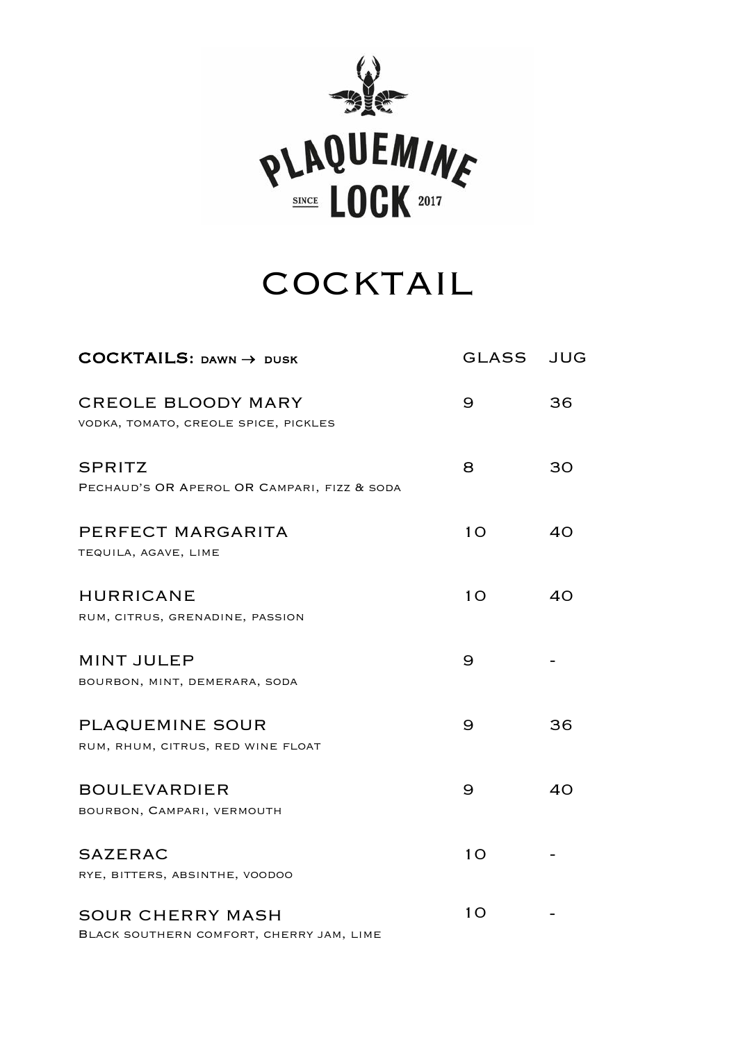PLAQUEMINE LOCK

SINCE 2017

# COCKTAIL

| COCKTAILS: DAWN → DUSK | GLASS | JUG |
| --- | --- | --- |
| CREOLE BLOODY MARY<br>vodka, tomato, creole spice, pickles | 9 | 36 |
| SPRITZ<br>Pechaud's OR Aperol OR Campari, fizz & soda | 8 | 30 |
| PERFECT MARGARITA<br>tequila, agave, lime | 10 | 40 |
| HURRICANE<br>rum, citrus, grenadine, passion | 10 | 40 |
| MINT JULEP<br>bourbon, mint, demerara, soda | 9 | - |
| PLAQUEMINE SOUR<br>rum, rhum, citrus, red wine float | 9 | 36 |
| BOULEVARDIER<br>bourbon, Campari, vermouth | 9 | 40 |
| SAZERAC<br>rye, bitters, absinthe, voodoo | 10 | - |
| SOUR CHERRY MASH<br>Black southern comfort, cherry jam, lime | 10 | - |